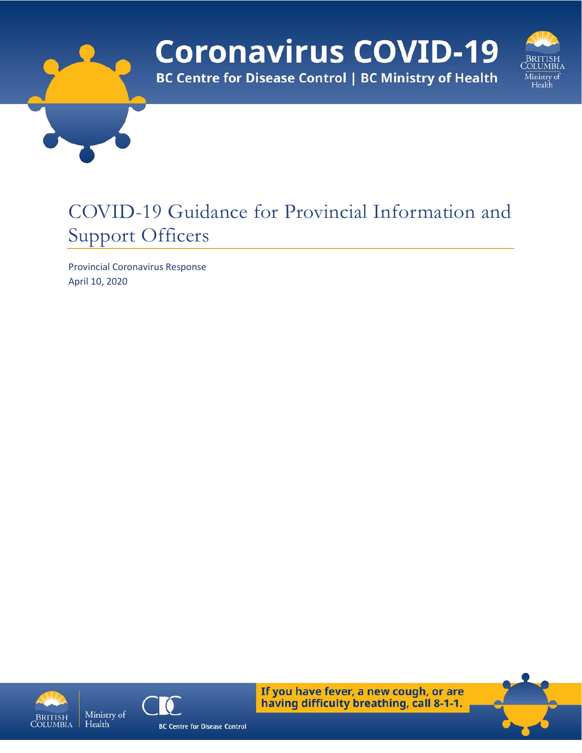# Coronavirus COVID-19

BC Centre for Disease Control | BC Ministry of Health

# COVID-19 Guidance for Provincial Information and Support Officers

Provincial Coronavirus Response

April 10, 2020

**If you have fever, a new cough, or are having difficulty breathing, call 8-1-1.**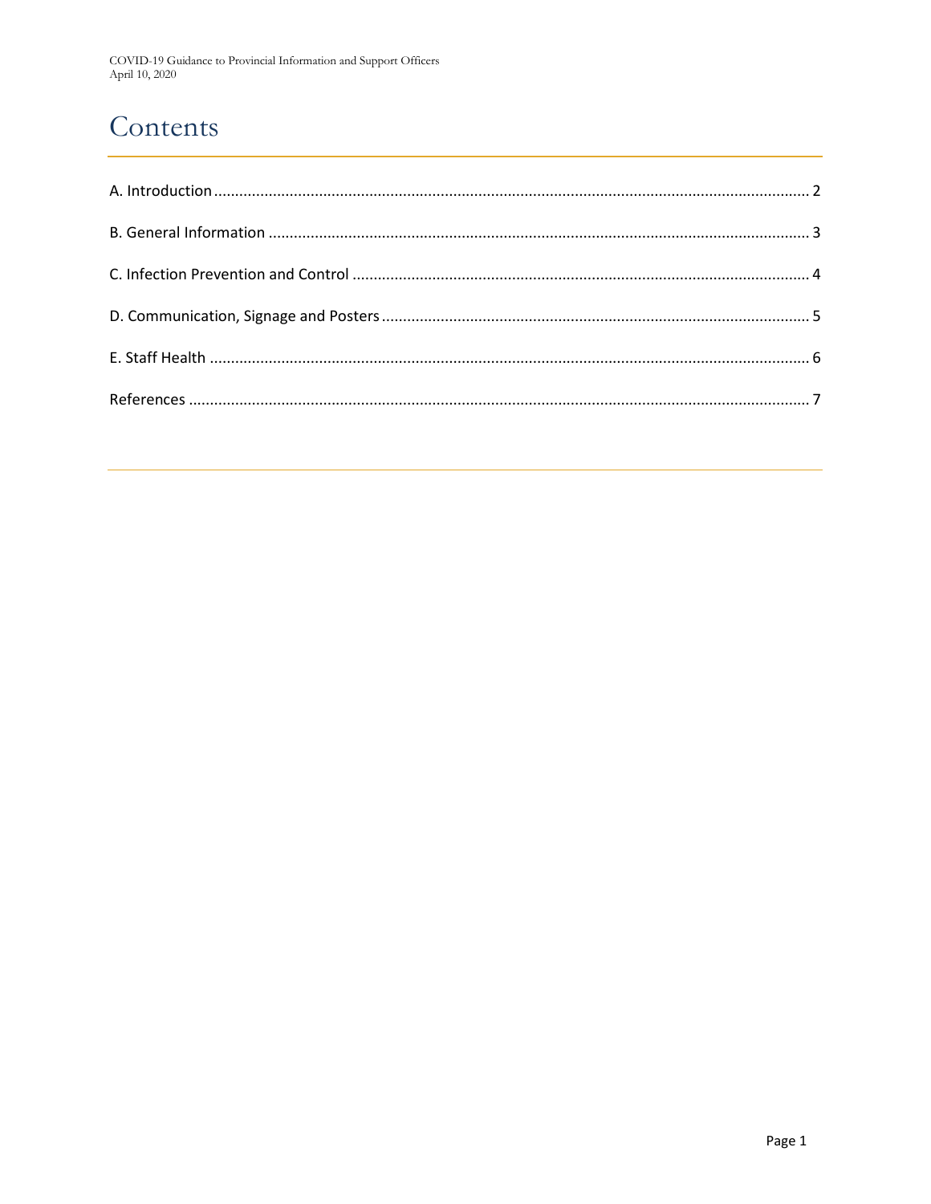# Contents

A. Introduction ........................................................................................................ 2

B. General Information ................................................................................................ 3

C. Infection Prevention and Control ............................................................................ 4

D. Communication, Signage and Posters ..................................................................... 5

E. Staff Health ............................................................................................................ 6

References ................................................................................................................ 7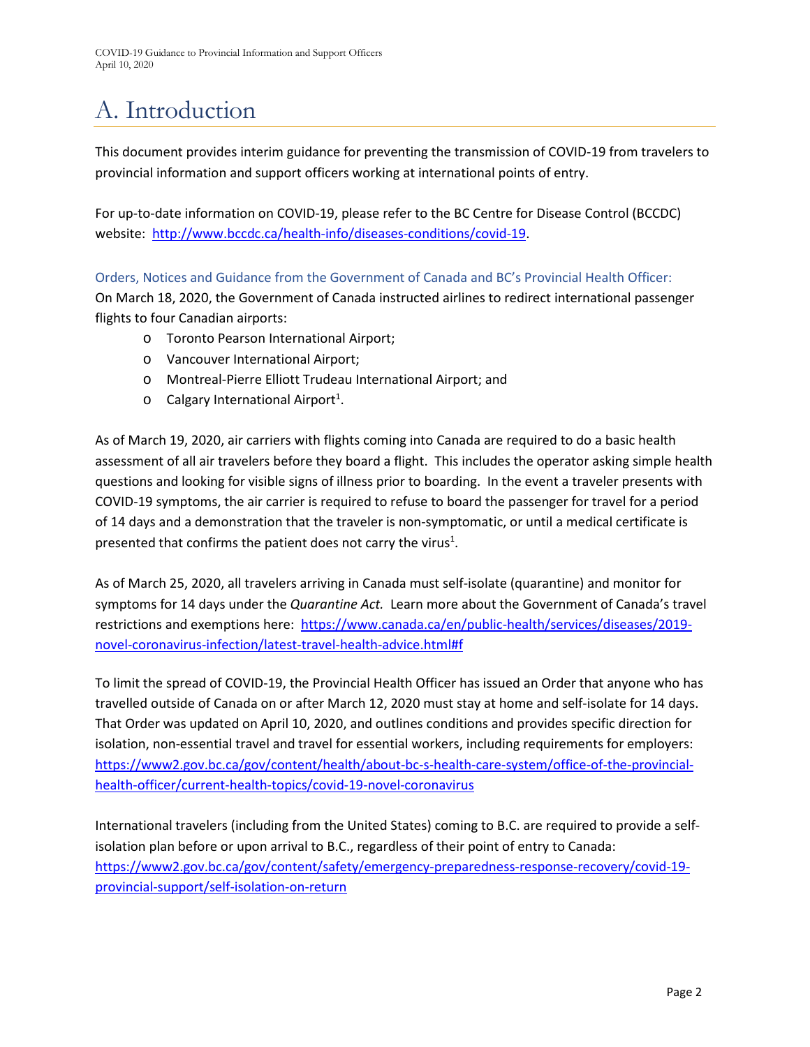# A. Introduction

This document provides interim guidance for preventing the transmission of COVID-19 from travelers to provincial information and support officers working at international points of entry.

For up-to-date information on COVID-19, please refer to the BC Centre for Disease Control (BCCDC) website: http://www.bccdc.ca/health-info/diseases-conditions/covid-19.

### Orders, Notices and Guidance from the Government of Canada and BC's Provincial Health Officer:

On March 18, 2020, the Government of Canada instructed airlines to redirect international passenger flights to four Canadian airports:

- Toronto Pearson International Airport;
- Vancouver International Airport;
- Montreal-Pierre Elliott Trudeau International Airport; and
- Calgary International Airport[1].

As of March 19, 2020, air carriers with flights coming into Canada are required to do a basic health assessment of all air travelers before they board a flight. This includes the operator asking simple health questions and looking for visible signs of illness prior to boarding. In the event a traveler presents with COVID-19 symptoms, the air carrier is required to refuse to board the passenger for travel for a period of 14 days and a demonstration that the traveler is non-symptomatic, or until a medical certificate is presented that confirms the patient does not carry the virus[1].

As of March 25, 2020, all travelers arriving in Canada must self-isolate (quarantine) and monitor for symptoms for 14 days under the *Quarantine Act.* Learn more about the Government of Canada's travel restrictions and exemptions here: https://www.canada.ca/en/public-health/services/diseases/2019-novel-coronavirus-infection/latest-travel-health-advice.html#f

To limit the spread of COVID-19, the Provincial Health Officer has issued an Order that anyone who has travelled outside of Canada on or after March 12, 2020 must stay at home and self-isolate for 14 days. That Order was updated on April 10, 2020, and outlines conditions and provides specific direction for isolation, non-essential travel and travel for essential workers, including requirements for employers: https://www2.gov.bc.ca/gov/content/health/about-bc-s-health-care-system/office-of-the-provincial-health-officer/current-health-topics/covid-19-novel-coronavirus

International travelers (including from the United States) coming to B.C. are required to provide a self-isolation plan before or upon arrival to B.C., regardless of their point of entry to Canada: https://www2.gov.bc.ca/gov/content/safety/emergency-preparedness-response-recovery/covid-19-provincial-support/self-isolation-on-return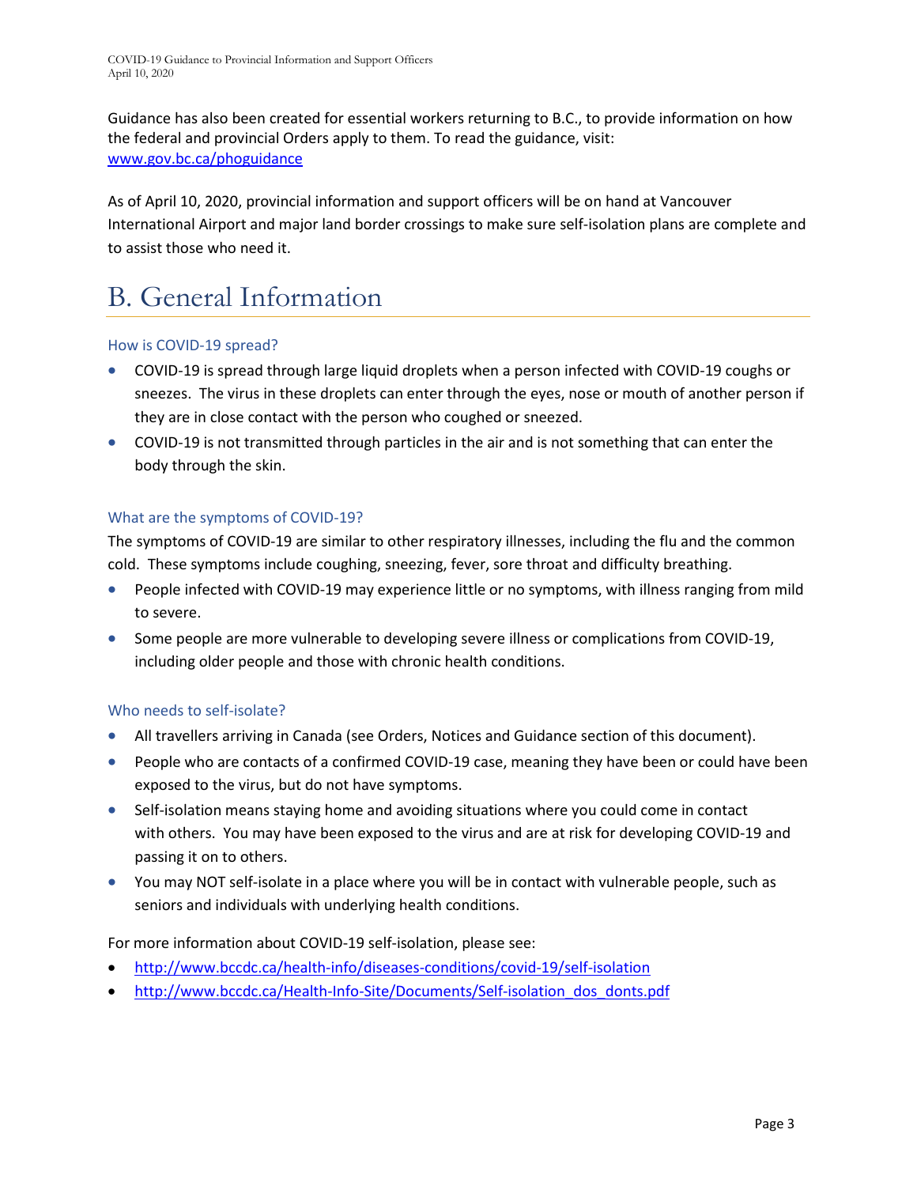Guidance has also been created for essential workers returning to B.C., to provide information on how the federal and provincial Orders apply to them. To read the guidance, visit: [www.gov.bc.ca/phoguidance](www.gov.bc.ca/phoguidance)

As of April 10, 2020, provincial information and support officers will be on hand at Vancouver International Airport and major land border crossings to make sure self-isolation plans are complete and to assist those who need it.

# B. General Information

### How is COVID-19 spread?

- COVID-19 is spread through large liquid droplets when a person infected with COVID-19 coughs or sneezes. The virus in these droplets can enter through the eyes, nose or mouth of another person if they are in close contact with the person who coughed or sneezed.
- COVID-19 is not transmitted through particles in the air and is not something that can enter the body through the skin.

### What are the symptoms of COVID-19?

The symptoms of COVID-19 are similar to other respiratory illnesses, including the flu and the common cold. These symptoms include coughing, sneezing, fever, sore throat and difficulty breathing.

- People infected with COVID-19 may experience little or no symptoms, with illness ranging from mild to severe.
- Some people are more vulnerable to developing severe illness or complications from COVID-19, including older people and those with chronic health conditions.

### Who needs to self-isolate?

- All travellers arriving in Canada (see Orders, Notices and Guidance section of this document).
- People who are contacts of a confirmed COVID-19 case, meaning they have been or could have been exposed to the virus, but do not have symptoms.
- Self-isolation means staying home and avoiding situations where you could come in contact with others. You may have been exposed to the virus and are at risk for developing COVID-19 and passing it on to others.
- You may NOT self-isolate in a place where you will be in contact with vulnerable people, such as seniors and individuals with underlying health conditions.

For more information about COVID-19 self-isolation, please see:

- [http://www.bccdc.ca/health-info/diseases-conditions/covid-19/self-isolation](http://www.bccdc.ca/health-info/diseases-conditions/covid-19/self-isolation)
- [http://www.bccdc.ca/Health-Info-Site/Documents/Self-isolation_dos_donts.pdf](http://www.bccdc.ca/Health-Info-Site/Documents/Self-isolation_dos_donts.pdf)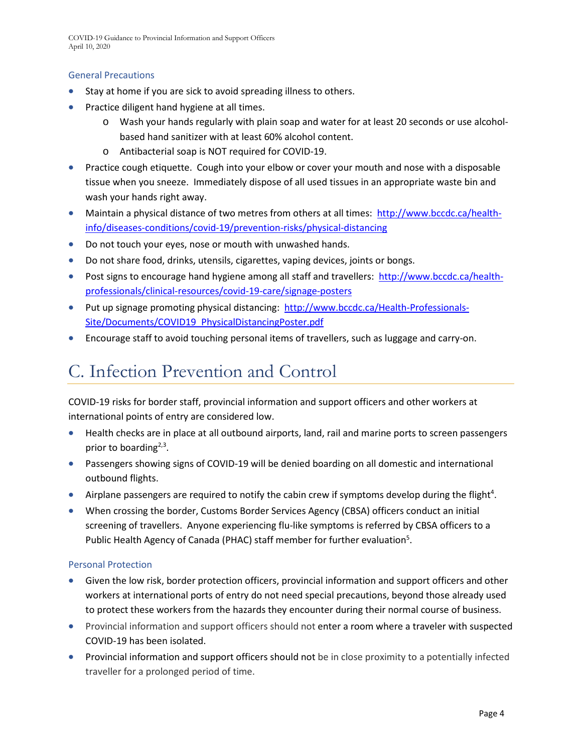### General Precautions

- Stay at home if you are sick to avoid spreading illness to others.
- Practice diligent hand hygiene at all times.
  - Wash your hands regularly with plain soap and water for at least 20 seconds or use alcohol-based hand sanitizer with at least 60% alcohol content.
  - Antibacterial soap is NOT required for COVID-19.
- Practice cough etiquette. Cough into your elbow or cover your mouth and nose with a disposable tissue when you sneeze. Immediately dispose of all used tissues in an appropriate waste bin and wash your hands right away.
- Maintain a physical distance of two metres from others at all times: http://www.bccdc.ca/health-info/diseases-conditions/covid-19/prevention-risks/physical-distancing
- Do not touch your eyes, nose or mouth with unwashed hands.
- Do not share food, drinks, utensils, cigarettes, vaping devices, joints or bongs.
- Post signs to encourage hand hygiene among all staff and travellers: http://www.bccdc.ca/health-professionals/clinical-resources/covid-19-care/signage-posters
- Put up signage promoting physical distancing: http://www.bccdc.ca/Health-Professionals-Site/Documents/COVID19_PhysicalDistancingPoster.pdf
- Encourage staff to avoid touching personal items of travellers, such as luggage and carry-on.

# C. Infection Prevention and Control

COVID-19 risks for border staff, provincial information and support officers and other workers at international points of entry are considered low.

- Health checks are in place at all outbound airports, land, rail and marine ports to screen passengers prior to boarding[2,3].
- Passengers showing signs of COVID-19 will be denied boarding on all domestic and international outbound flights.
- Airplane passengers are required to notify the cabin crew if symptoms develop during the flight[4].
- When crossing the border, Customs Border Services Agency (CBSA) officers conduct an initial screening of travellers. Anyone experiencing flu-like symptoms is referred by CBSA officers to a Public Health Agency of Canada (PHAC) staff member for further evaluation[5].

### Personal Protection

- Given the low risk, border protection officers, provincial information and support officers and other workers at international ports of entry do not need special precautions, beyond those already used to protect these workers from the hazards they encounter during their normal course of business.
- Provincial information and support officers should not enter a room where a traveler with suspected COVID-19 has been isolated.
- Provincial information and support officers should not be in close proximity to a potentially infected traveller for a prolonged period of time.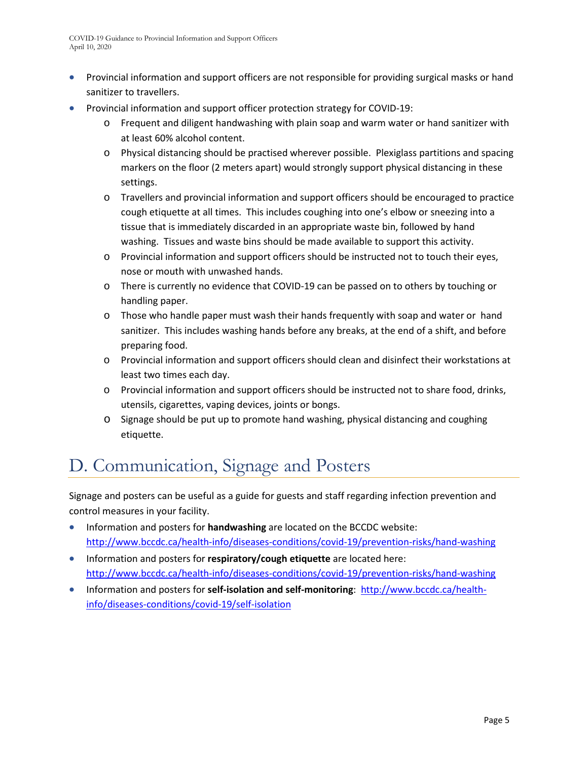- Provincial information and support officers are not responsible for providing surgical masks or hand sanitizer to travellers.
- Provincial information and support officer protection strategy for COVID-19:
  - Frequent and diligent handwashing with plain soap and warm water or hand sanitizer with at least 60% alcohol content.
  - Physical distancing should be practised wherever possible. Plexiglass partitions and spacing markers on the floor (2 meters apart) would strongly support physical distancing in these settings.
  - Travellers and provincial information and support officers should be encouraged to practice cough etiquette at all times. This includes coughing into one's elbow or sneezing into a tissue that is immediately discarded in an appropriate waste bin, followed by hand washing. Tissues and waste bins should be made available to support this activity.
  - Provincial information and support officers should be instructed not to touch their eyes, nose or mouth with unwashed hands.
  - There is currently no evidence that COVID-19 can be passed on to others by touching or handling paper.
  - Those who handle paper must wash their hands frequently with soap and water or hand sanitizer. This includes washing hands before any breaks, at the end of a shift, and before preparing food.
  - Provincial information and support officers should clean and disinfect their workstations at least two times each day.
  - Provincial information and support officers should be instructed not to share food, drinks, utensils, cigarettes, vaping devices, joints or bongs.
  - Signage should be put up to promote hand washing, physical distancing and coughing etiquette.

# D. Communication, Signage and Posters

Signage and posters can be useful as a guide for guests and staff regarding infection prevention and control measures in your facility.

- Information and posters for **handwashing** are located on the BCCDC website: http://www.bccdc.ca/health-info/diseases-conditions/covid-19/prevention-risks/hand-washing
- Information and posters for **respiratory/cough etiquette** are located here: http://www.bccdc.ca/health-info/diseases-conditions/covid-19/prevention-risks/hand-washing
- Information and posters for **self-isolation and self-monitoring**: http://www.bccdc.ca/health-info/diseases-conditions/covid-19/self-isolation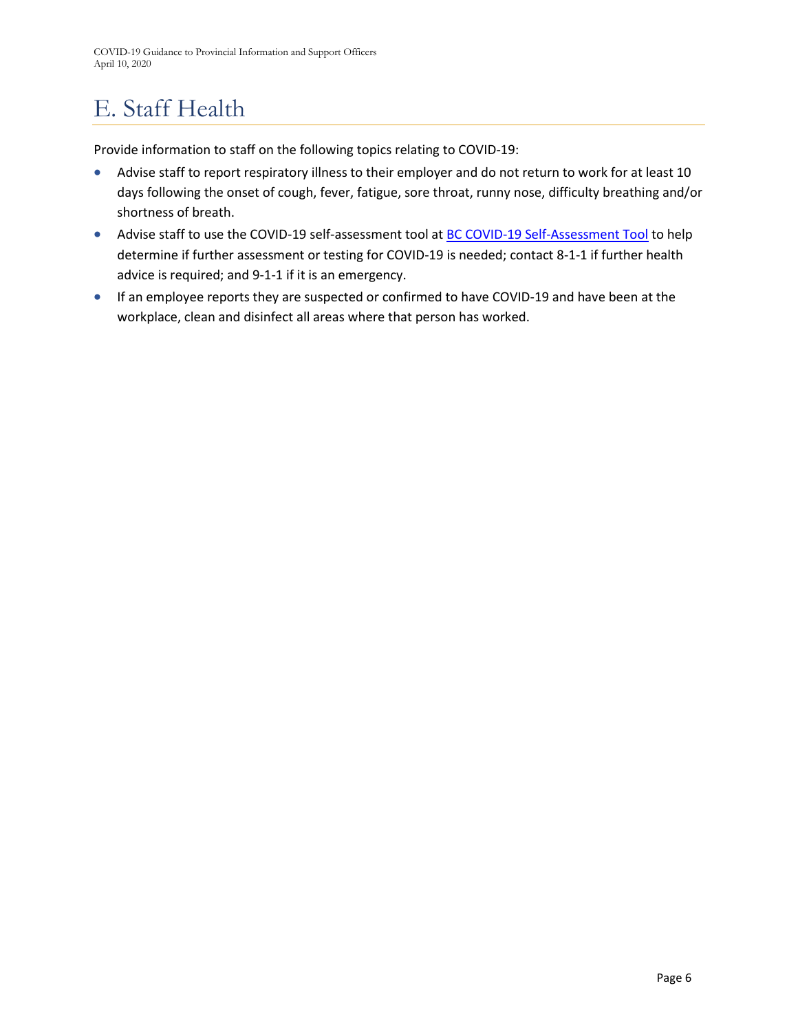# E. Staff Health

Provide information to staff on the following topics relating to COVID-19:

- Advise staff to report respiratory illness to their employer and do not return to work for at least 10 days following the onset of cough, fever, fatigue, sore throat, runny nose, difficulty breathing and/or shortness of breath.
- Advise staff to use the COVID-19 self-assessment tool at BC COVID-19 Self-Assessment Tool to help determine if further assessment or testing for COVID-19 is needed; contact 8-1-1 if further health advice is required; and 9-1-1 if it is an emergency.
- If an employee reports they are suspected or confirmed to have COVID-19 and have been at the workplace, clean and disinfect all areas where that person has worked.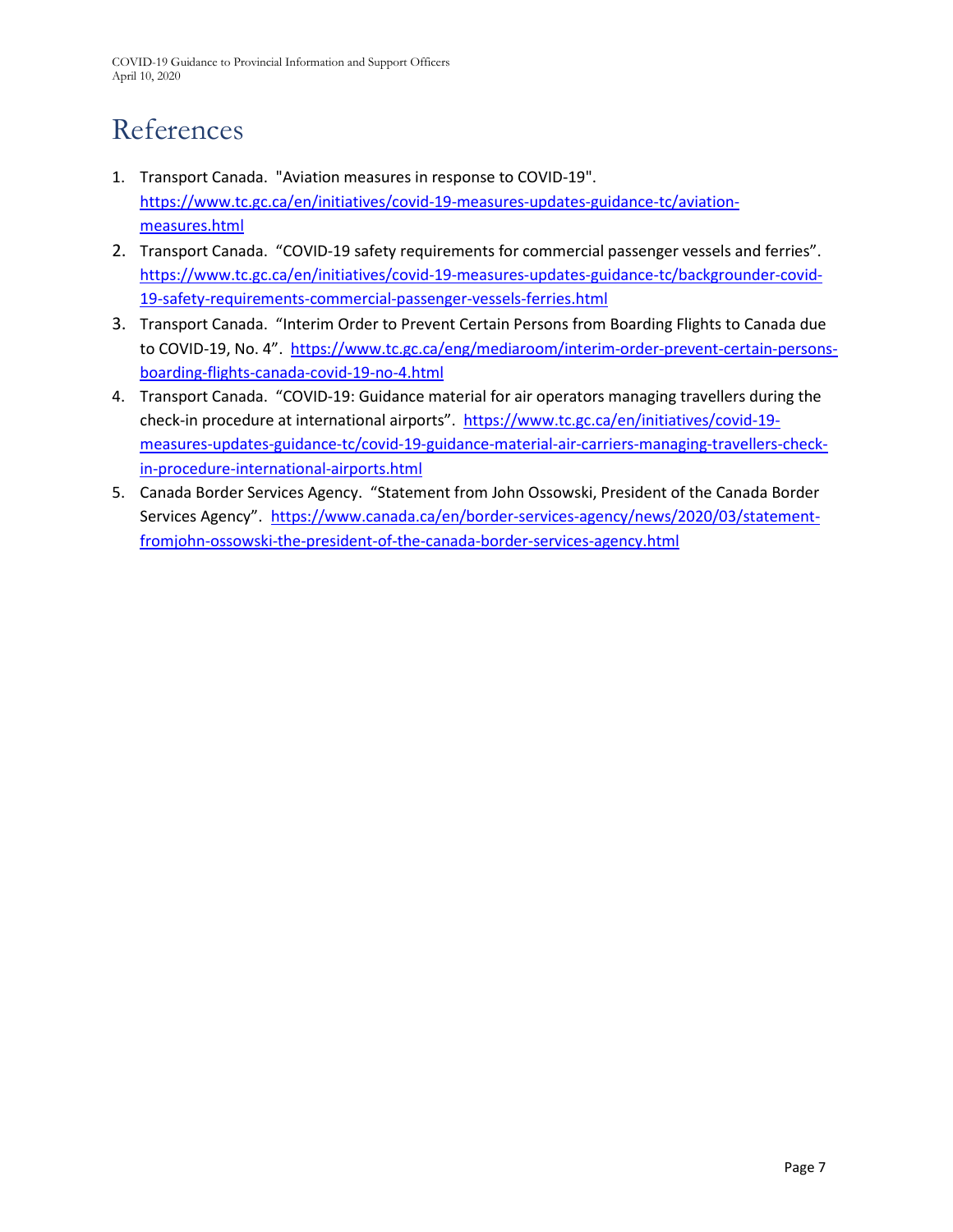# References

1. Transport Canada. "Aviation measures in response to COVID-19". https://www.tc.gc.ca/en/initiatives/covid-19-measures-updates-guidance-tc/aviation-measures.html
2. Transport Canada. "COVID-19 safety requirements for commercial passenger vessels and ferries". https://www.tc.gc.ca/en/initiatives/covid-19-measures-updates-guidance-tc/backgrounder-covid-19-safety-requirements-commercial-passenger-vessels-ferries.html
3. Transport Canada. "Interim Order to Prevent Certain Persons from Boarding Flights to Canada due to COVID-19, No. 4". https://www.tc.gc.ca/eng/mediaroom/interim-order-prevent-certain-persons-boarding-flights-canada-covid-19-no-4.html
4. Transport Canada. "COVID-19: Guidance material for air operators managing travellers during the check-in procedure at international airports". https://www.tc.gc.ca/en/initiatives/covid-19-measures-updates-guidance-tc/covid-19-guidance-material-air-carriers-managing-travellers-check-in-procedure-international-airports.html
5. Canada Border Services Agency. "Statement from John Ossowski, President of the Canada Border Services Agency". https://www.canada.ca/en/border-services-agency/news/2020/03/statement-fromjohn-ossowski-the-president-of-the-canada-border-services-agency.html